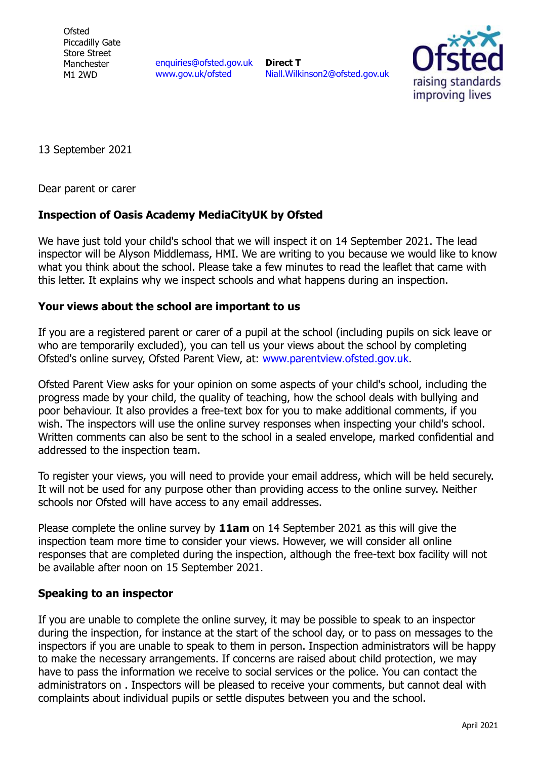Ofsted
Piccadilly Gate
Store Street
Manchester
M1 2WD

enquiries@ofsted.gov.uk
www.gov.uk/ofsted

**Direct T**
Niall.Wilkinson2@ofsted.gov.uk

13 September 2021

Dear parent or carer

**Inspection of Oasis Academy MediaCityUK by Ofsted**

We have just told your child's school that we will inspect it on 14 September 2021. The lead inspector will be Alyson Middlemass, HMI. We are writing to you because we would like to know what you think about the school. Please take a few minutes to read the leaflet that came with this letter. It explains why we inspect schools and what happens during an inspection.

**Your views about the school are important to us**

If you are a registered parent or carer of a pupil at the school (including pupils on sick leave or who are temporarily excluded), you can tell us your views about the school by completing Ofsted's online survey, Ofsted Parent View, at: www.parentview.ofsted.gov.uk.

Ofsted Parent View asks for your opinion on some aspects of your child's school, including the progress made by your child, the quality of teaching, how the school deals with bullying and poor behaviour. It also provides a free-text box for you to make additional comments, if you wish. The inspectors will use the online survey responses when inspecting your child's school. Written comments can also be sent to the school in a sealed envelope, marked confidential and addressed to the inspection team.

To register your views, you will need to provide your email address, which will be held securely. It will not be used for any purpose other than providing access to the online survey. Neither schools nor Ofsted will have access to any email addresses.

Please complete the online survey by **11am** on 14 September 2021 as this will give the inspection team more time to consider your views. However, we will consider all online responses that are completed during the inspection, although the free-text box facility will not be available after noon on 15 September 2021.

**Speaking to an inspector**

If you are unable to complete the online survey, it may be possible to speak to an inspector during the inspection, for instance at the start of the school day, or to pass on messages to the inspectors if you are unable to speak to them in person. Inspection administrators will be happy to make the necessary arrangements. If concerns are raised about child protection, we may have to pass the information we receive to social services or the police. You can contact the administrators on . Inspectors will be pleased to receive your comments, but cannot deal with complaints about individual pupils or settle disputes between you and the school.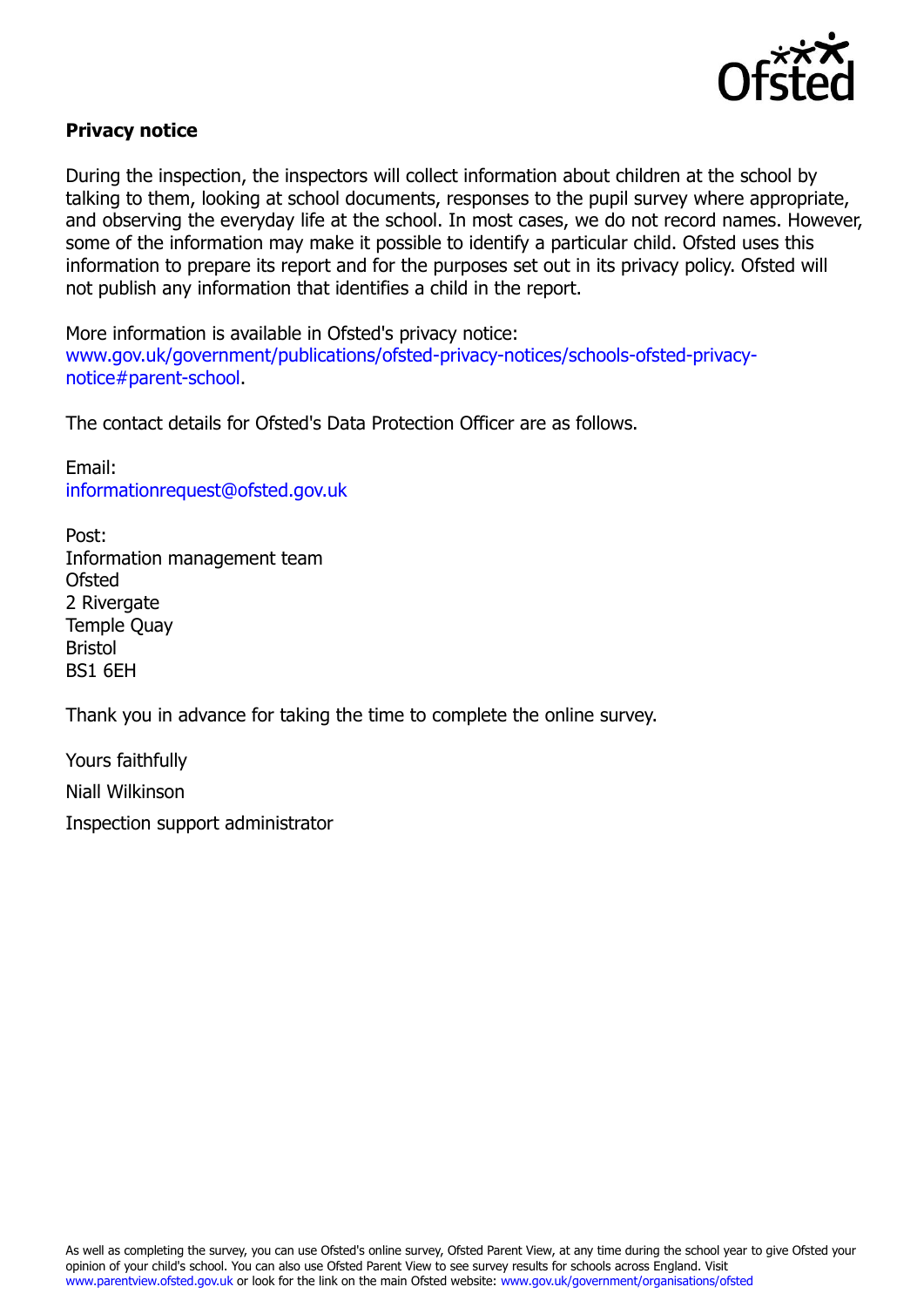**Privacy notice**

During the inspection, the inspectors will collect information about children at the school by talking to them, looking at school documents, responses to the pupil survey where appropriate, and observing the everyday life at the school. In most cases, we do not record names. However, some of the information may make it possible to identify a particular child. Ofsted uses this information to prepare its report and for the purposes set out in its privacy policy. Ofsted will not publish any information that identifies a child in the report.

More information is available in Ofsted's privacy notice:
www.gov.uk/government/publications/ofsted-privacy-notices/schools-ofsted-privacy-notice#parent-school.

The contact details for Ofsted's Data Protection Officer are as follows.

Email:
informationrequest@ofsted.gov.uk

Post:
Information management team
Ofsted
2 Rivergate
Temple Quay
Bristol
BS1 6EH

Thank you in advance for taking the time to complete the online survey.

Yours faithfully

Niall Wilkinson

Inspection support administrator

As well as completing the survey, you can use Ofsted's online survey, Ofsted Parent View, at any time during the school year to give Ofsted your opinion of your child's school. You can also use Ofsted Parent View to see survey results for schools across England. Visit www.parentview.ofsted.gov.uk or look for the link on the main Ofsted website: www.gov.uk/government/organisations/ofsted